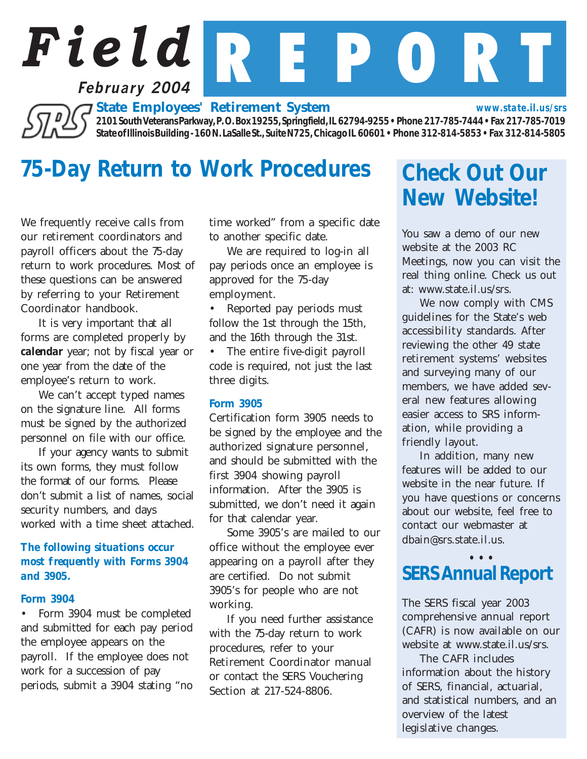# Field REPORT

**February 2004**

**State Employees' Retirement System** — www.state.il.us/srs

2101 South Veterans Parkway, P.O. Box 19255, Springfield, IL 62794-9255 • Phone 217-785-7444 • Fax 217-785-7019
State of Illinois Building - 160 N. LaSalle St., Suite N725, Chicago IL 60601 • Phone 312-814-5853 • Fax 312-814-5805

## 75-Day Return to Work Procedures

We frequently receive calls from our retirement coordinators and payroll officers about the 75-day return to work procedures. Most of these questions can be answered by referring to your Retirement Coordinator handbook.

It is very important that all forms are completed properly by ***calendar*** year; not by fiscal year or one year from the date of the employee's return to work.

We can't accept typed names on the signature line. All forms must be signed by the authorized personnel on file with our office.

If your agency wants to submit its own forms, they must follow the format of our forms. Please don't submit a list of names, social security numbers, and days worked with a time sheet attached.

***The following situations occur most frequently with Forms 3904 and 3905.***

### Form 3904

- Form 3904 must be completed and submitted for each pay period the employee appears on the payroll. If the employee does not work for a succession of pay periods, submit a 3904 stating "no time worked" from a specific date to another specific date.

We are required to log-in all pay periods once an employee is approved for the 75-day employment.

- Reported pay periods must follow the 1st through the 15th, and the 16th through the 31st.
- The entire five-digit payroll code is required, not just the last three digits.

### Form 3905

Certification form 3905 needs to be signed by the employee and the authorized signature personnel, and should be submitted with the first 3904 showing payroll information. After the 3905 is submitted, we don't need it again for that calendar year.

Some 3905's are mailed to our office without the employee ever appearing on a payroll after they are certified. Do not submit 3905's for people who are not working.

If you need further assistance with the 75-day return to work procedures, refer to your Retirement Coordinator manual or contact the SERS Vouchering Section at 217-524-8806.

## Check Out Our New Website!

You saw a demo of our new website at the 2003 RC Meetings, now you can visit the real thing online. Check us out at: www.state.il.us/srs.

We now comply with CMS guidelines for the State's web accessibility standards. After reviewing the other 49 state retirement systems' websites and surveying many of our members, we have added several new features allowing easier access to SRS information, while providing a friendly layout.

In addition, many new features will be added to our website in the near future. If you have questions or concerns about our website, feel free to contact our webmaster at dbain@srs.state.il.us.

• • •

## SERS Annual Report

The SERS fiscal year 2003 comprehensive annual report (CAFR) is now available on our website at www.state.il.us/srs.

The CAFR includes information about the history of SERS, financial, actuarial, and statistical numbers, and an overview of the latest legislative changes.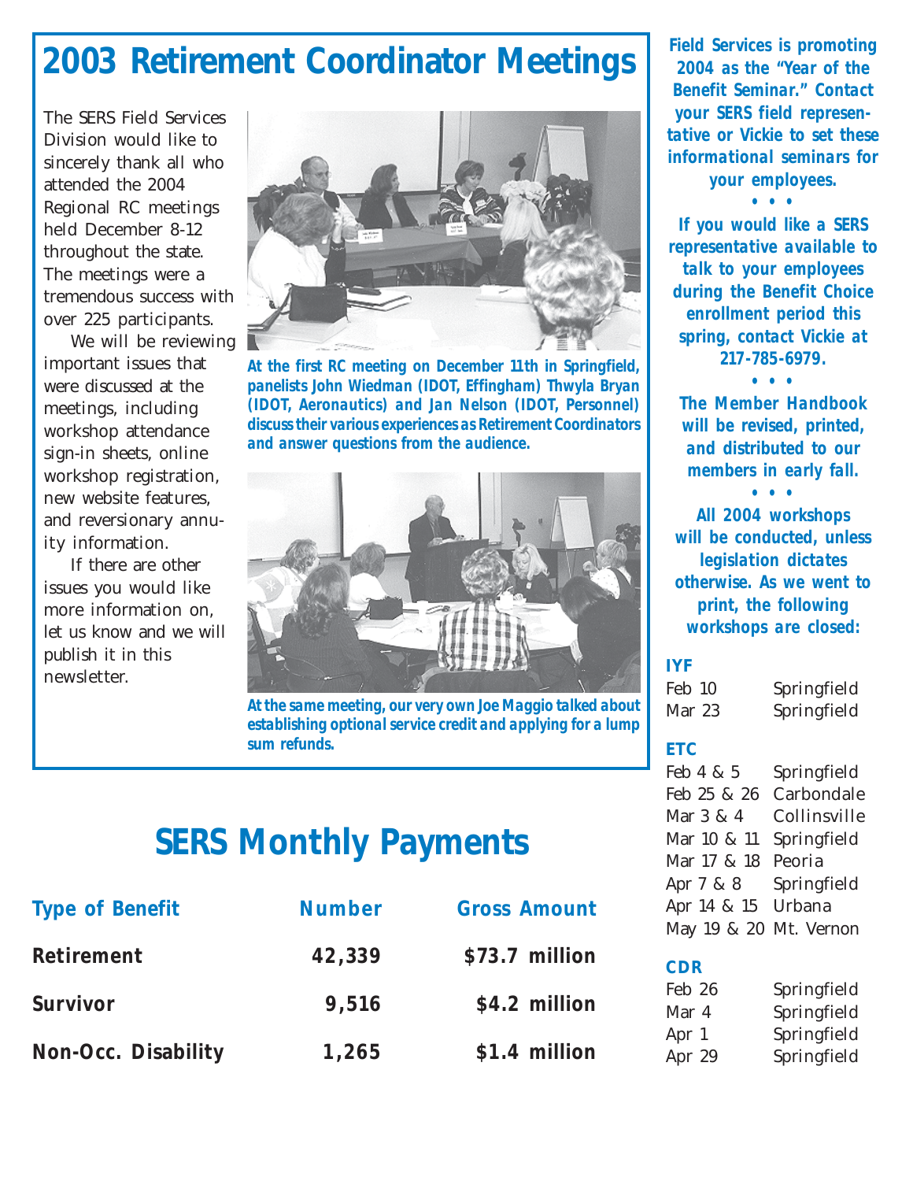# 2003 Retirement Coordinator Meetings

The SERS Field Services Division would like to sincerely thank all who attended the 2004 Regional RC meetings held December 8-12 throughout the state. The meetings were a tremendous success with over 225 participants.

We will be reviewing important issues that were discussed at the meetings, including workshop attendance sign-in sheets, online workshop registration, new website features, and reversionary annuity information.

If there are other issues you would like more information on, let us know and we will publish it in this newsletter.

***At the first RC meeting on December 11th in Springfield, panelists John Wiedman (IDOT, Effingham) Thwyla Bryan (IDOT, Aeronautics) and Jan Nelson (IDOT, Personnel) discuss their various experiences as Retirement Coordinators and answer questions from the audience.***

***At the same meeting, our very own Joe Maggio talked about establishing optional service credit and applying for a lump sum refunds.***

# SERS Monthly Payments

| Type of Benefit | Number | Gross Amount |
|---|---|---|
| **Retirement** | **42,339** | **$73.7 million** |
| **Survivor** | **9,516** | **$4.2 million** |
| **Non-Occ. Disability** | **1,265** | **$1.4 million** |

***Field Services is promoting 2004 as the "Year of the Benefit Seminar." Contact your SERS field representative or Vickie to set these informational seminars for your employees.***

• • •

***If you would like a SERS representative available to talk to your employees during the Benefit Choice enrollment period this spring, contact Vickie at 217-785-6979.***

• • •

***The Member Handbook will be revised, printed, and distributed to our members in early fall.***

• • •

***All 2004 workshops will be conducted, unless legislation dictates otherwise. As we went to print, the following workshops are closed:***

**IYF**

| | |
|---|---|
| Feb 10 | Springfield |
| Mar 23 | Springfield |

**ETC**

| | |
|---|---|
| Feb 4 & 5 | Springfield |
| Feb 25 & 26 | Carbondale |
| Mar 3 & 4 | Collinsville |
| Mar 10 & 11 | Springfield |
| Mar 17 & 18 | Peoria |
| Apr 7 & 8 | Springfield |
| Apr 14 & 15 | Urbana |
| May 19 & 20 | Mt. Vernon |

**CDR**

| | |
|---|---|
| Feb 26 | Springfield |
| Mar 4 | Springfield |
| Apr 1 | Springfield |
| Apr 29 | Springfield |